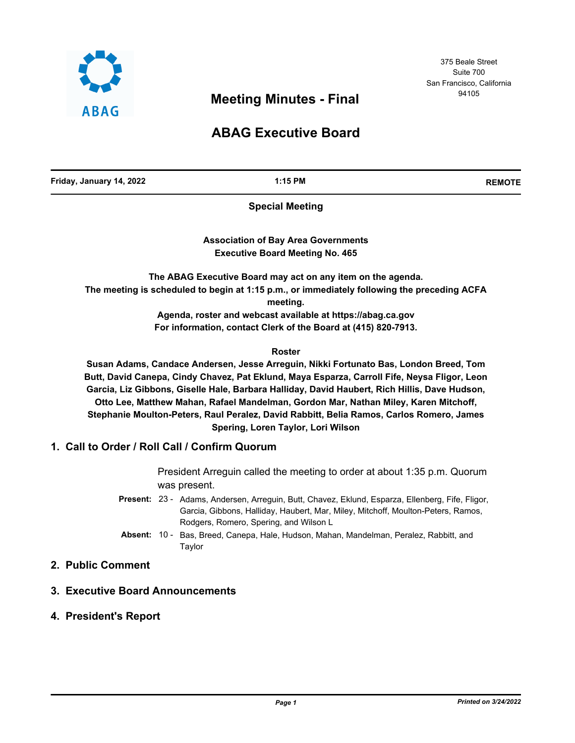375 Beale Street
Suite 700
San Francisco, California
94105

# Meeting Minutes - Final

# ABAG Executive Board

| Friday, January 14, 2022 | 1:15 PM | REMOTE |
|---|---|---|

**Special Meeting**

**Association of Bay Area Governments**
**Executive Board Meeting No. 465**

**The ABAG Executive Board may act on any item on the agenda.**
**The meeting is scheduled to begin at 1:15 p.m., or immediately following the preceding ACFA meeting.**
**Agenda, roster and webcast available at https://abag.ca.gov**
**For information, contact Clerk of the Board at (415) 820-7913.**

**Roster**

**Susan Adams, Candace Andersen, Jesse Arreguin, Nikki Fortunato Bas, London Breed, Tom Butt, David Canepa, Cindy Chavez, Pat Eklund, Maya Esparza, Carroll Fife, Neysa Fligor, Leon Garcia, Liz Gibbons, Giselle Hale, Barbara Halliday, David Haubert, Rich Hillis, Dave Hudson, Otto Lee, Matthew Mahan, Rafael Mandelman, Gordon Mar, Nathan Miley, Karen Mitchoff, Stephanie Moulton-Peters, Raul Peralez, David Rabbitt, Belia Ramos, Carlos Romero, James Spering, Loren Taylor, Lori Wilson**

## 1. Call to Order / Roll Call / Confirm Quorum

President Arreguin called the meeting to order at about 1:35 p.m. Quorum was present.

**Present:** 23 - Adams, Andersen, Arreguin, Butt, Chavez, Eklund, Esparza, Ellenberg, Fife, Fligor, Garcia, Gibbons, Halliday, Haubert, Mar, Miley, Mitchoff, Moulton-Peters, Ramos, Rodgers, Romero, Spering, and Wilson L

**Absent:** 10 - Bas, Breed, Canepa, Hale, Hudson, Mahan, Mandelman, Peralez, Rabbitt, and Taylor

## 2. Public Comment

## 3. Executive Board Announcements

## 4. President's Report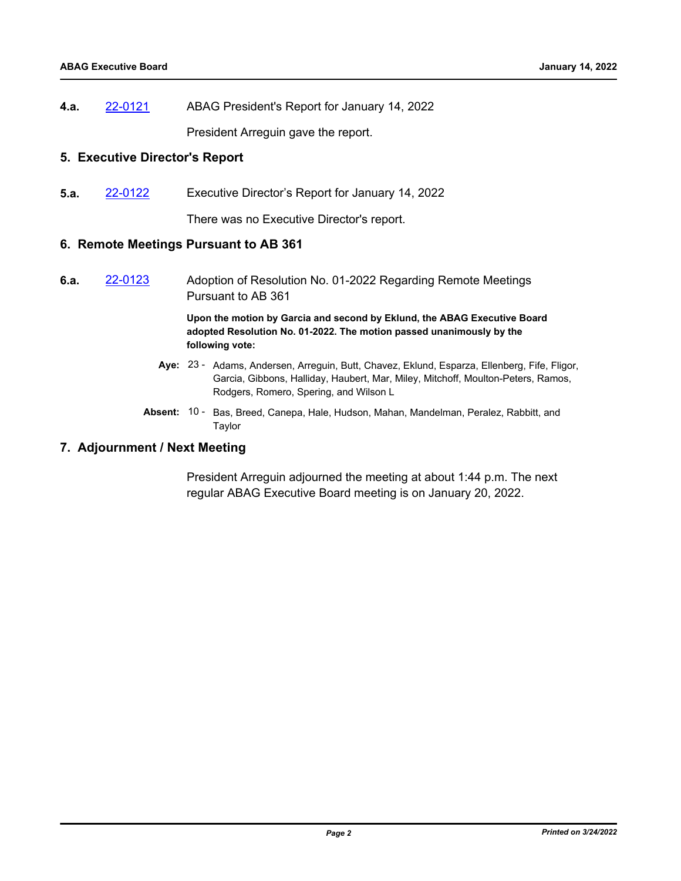**4.a.** 22-0121 ABAG President's Report for January 14, 2022

President Arreguin gave the report.

## 5. Executive Director's Report

**5.a.** 22-0122 Executive Director's Report for January 14, 2022

There was no Executive Director's report.

## 6. Remote Meetings Pursuant to AB 361

**6.a.** 22-0123 Adoption of Resolution No. 01-2022 Regarding Remote Meetings Pursuant to AB 361

**Upon the motion by Garcia and second by Eklund, the ABAG Executive Board adopted Resolution No. 01-2022. The motion passed unanimously by the following vote:**

**Aye:** 23 - Adams, Andersen, Arreguin, Butt, Chavez, Eklund, Esparza, Ellenberg, Fife, Fligor, Garcia, Gibbons, Halliday, Haubert, Mar, Miley, Mitchoff, Moulton-Peters, Ramos, Rodgers, Romero, Spering, and Wilson L

**Absent:** 10 - Bas, Breed, Canepa, Hale, Hudson, Mahan, Mandelman, Peralez, Rabbitt, and Taylor

## 7. Adjournment / Next Meeting

President Arreguin adjourned the meeting at about 1:44 p.m. The next regular ABAG Executive Board meeting is on January 20, 2022.